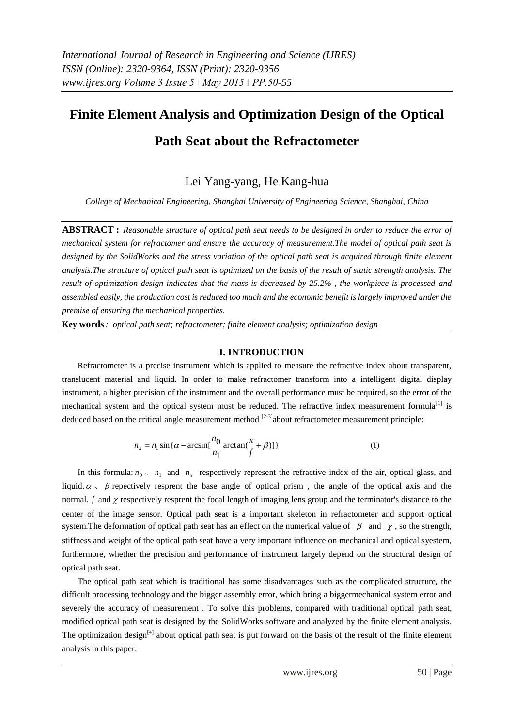# Finite Element Analysis and Optimization Design of the Optical Path Seat about the Refractometer

Lei Yang-yang, He Kang-hua

*College of Mechanical Engineering, Shanghai University of Engineering Science, Shanghai, China*

**ABSTRACT :** *Reasonable structure of optical path seat needs to be designed in order to reduce the error of mechanical system for refractomer and ensure the accuracy of measurement.The model of optical path seat is designed by the SolidWorks and the stress variation of the optical path seat is acquired through finite element analysis.The structure of optical path seat is optimized on the basis of the result of static strength analysis. The result of optimization design indicates that the mass is decreased by 25.2% , the workpiece is processed and assembled easily, the production cost is reduced too much and the economic benefit is largely improved under the premise of ensuring the mechanical properties.*

**Key words***:* *optical path seat; refractometer; finite element analysis; optimization design*

## I. INTRODUCTION

Refractometer is a precise instrument which is applied to measure the refractive index about transparent, translucent material and liquid. In order to make refractomer transform into a intelligent digital display instrument, a higher precision of the instrument and the overall performance must be required, so the error of the mechanical system and the optical system must be reduced. The refractive index measurement formula[1] is deduced based on the critical angle measurement method [2-3]about refractometer measurement principle:

$$n_x = n_1 \sin\{\alpha - \arcsin[\frac{n_0}{n_1}\arctan(\frac{x}{f} + \beta)]\} \qquad (1)$$

In this formula: $n_0$ 、 $n_1$ and $n_x$ respectively represent the refractive index of the air, optical glass, and liquid. $\alpha$ 、 $\beta$ repectively resprent the base angle of optical prism , the angle of the optical axis and the normal. $f$ and $\chi$ respectively resprent the focal length of imaging lens group and the terminator's distance to the center of the image sensor. Optical path seat is a important skeleton in refractometer and support optical system.The deformation of optical path seat has an effect on the numerical value of $\beta$ and $\chi$ , so the strength, stiffness and weight of the optical path seat have a very important influence on mechanical and optical syestem, furthermore, whether the precision and performance of instrument largely depend on the structural design of optical path seat.

The optical path seat which is traditional has some disadvantages such as the complicated structure, the difficult processing technology and the bigger assembly error, which bring a biggermechanical system error and severely the accuracy of measurement . To solve this problems, compared with traditional optical path seat, modified optical path seat is designed by the SolidWorks software and analyzed by the finite element analysis. The optimization design[4] about optical path seat is put forward on the basis of the result of the finite element analysis in this paper.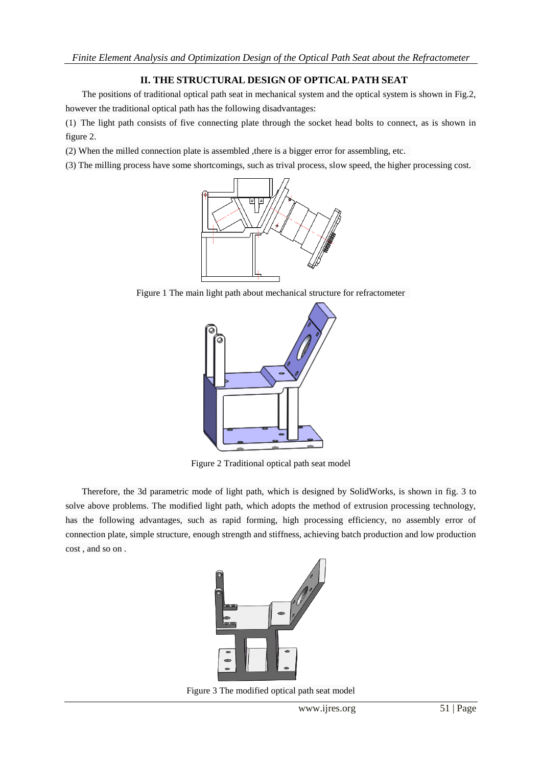## II. THE STRUCTURAL DESIGN OF OPTICAL PATH SEAT

The positions of traditional optical path seat in mechanical system and the optical system is shown in Fig.2, however the traditional optical path has the following disadvantages:

(1) The light path consists of five connecting plate through the socket head bolts to connect, as is shown in figure 2.

(2) When the milled connection plate is assembled ,there is a bigger error for assembling, etc.

(3) The milling process have some shortcomings, such as trival process, slow speed, the higher processing cost.

Figure 1 The main light path about mechanical structure for refractometer

Figure 2 Traditional optical path seat model

Therefore, the 3d parametric mode of light path, which is designed by SolidWorks, is shown in fig. 3 to solve above problems. The modified light path, which adopts the method of extrusion processing technology, has the following advantages, such as rapid forming, high processing efficiency, no assembly error of connection plate, simple structure, enough strength and stiffness, achieving batch production and low production cost , and so on .

Figure 3 The modified optical path seat model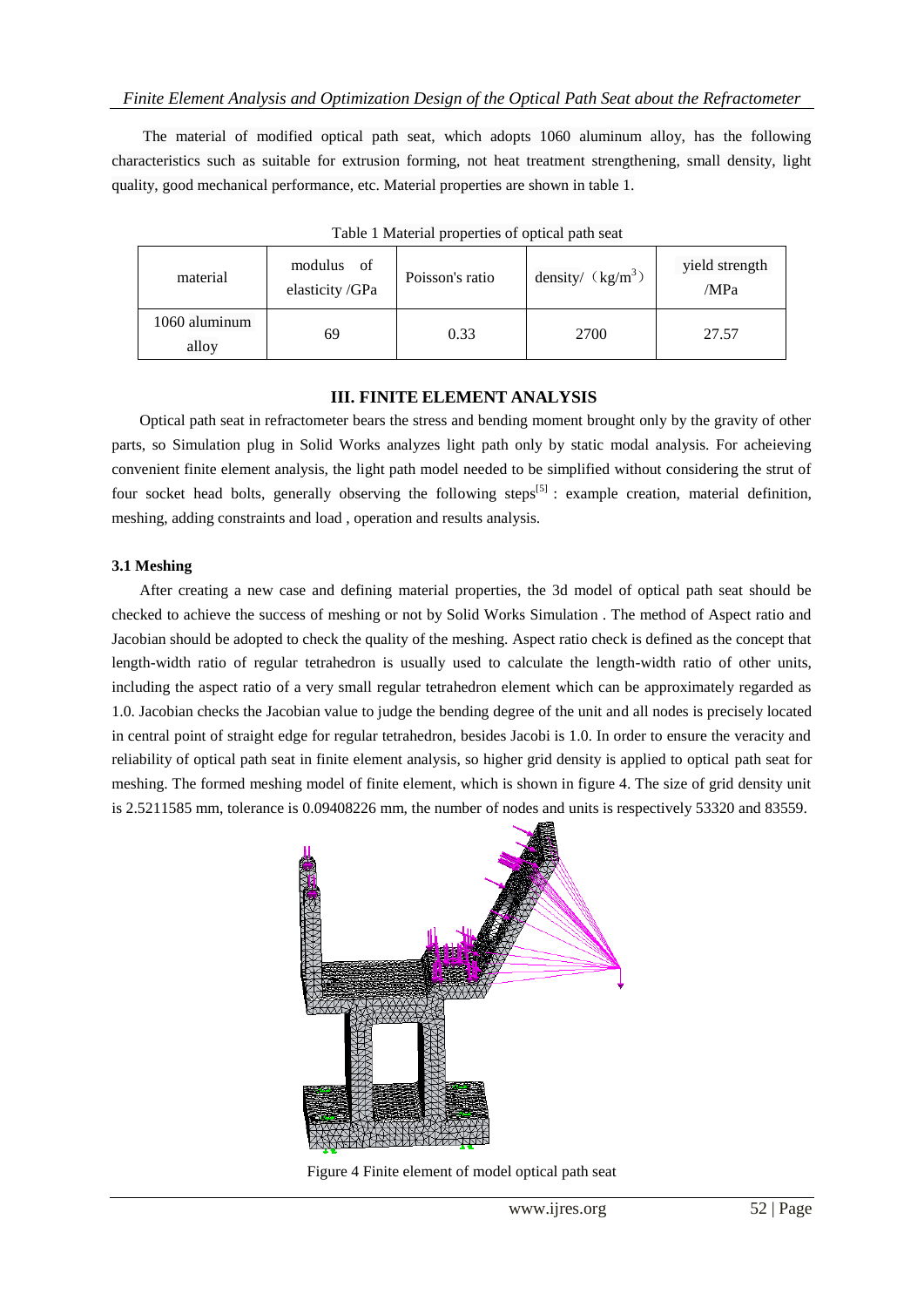The material of modified optical path seat, which adopts 1060 aluminum alloy, has the following characteristics such as suitable for extrusion forming, not heat treatment strengthening, small density, light quality, good mechanical performance, etc. Material properties are shown in table 1.

Table 1 Material properties of optical path seat

| material | modulus of elasticity /GPa | Poisson's ratio | density/ （$kg/m^3$） | yield strength /MPa |
|---|---|---|---|---|
| 1060 aluminum alloy | 69 | 0.33 | 2700 | 27.57 |

## III. FINITE ELEMENT ANALYSIS

Optical path seat in refractometer bears the stress and bending moment brought only by the gravity of other parts, so Simulation plug in Solid Works analyzes light path only by static modal analysis. For acheieving convenient finite element analysis, the light path model needed to be simplified without considering the strut of four socket head bolts, generally observing the following steps[5] : example creation, material definition, meshing, adding constraints and load , operation and results analysis.

### 3.1 Meshing

After creating a new case and defining material properties, the 3d model of optical path seat should be checked to achieve the success of meshing or not by Solid Works Simulation . The method of Aspect ratio and Jacobian should be adopted to check the quality of the meshing. Aspect ratio check is defined as the concept that length-width ratio of regular tetrahedron is usually used to calculate the length-width ratio of other units, including the aspect ratio of a very small regular tetrahedron element which can be approximately regarded as 1.0. Jacobian checks the Jacobian value to judge the bending degree of the unit and all nodes is precisely located in central point of straight edge for regular tetrahedron, besides Jacobi is 1.0. In order to ensure the veracity and reliability of optical path seat in finite element analysis, so higher grid density is applied to optical path seat for meshing. The formed meshing model of finite element, which is shown in figure 4. The size of grid density unit is 2.5211585 mm, tolerance is 0.09408226 mm, the number of nodes and units is respectively 53320 and 83559.

Figure 4 Finite element of model optical path seat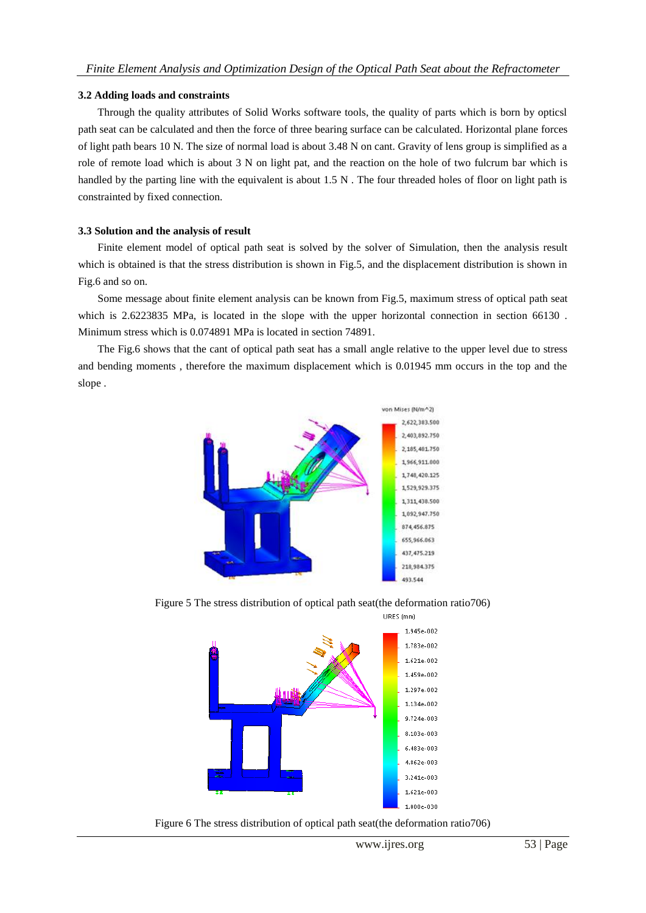### 3.2 Adding loads and constraints

Through the quality attributes of Solid Works software tools, the quality of parts which is born by opticsl path seat can be calculated and then the force of three bearing surface can be calculated. Horizontal plane forces of light path bears 10 N. The size of normal load is about 3.48 N on cant. Gravity of lens group is simplified as a role of remote load which is about 3 N on light pat, and the reaction on the hole of two fulcrum bar which is handled by the parting line with the equivalent is about 1.5 N . The four threaded holes of floor on light path is constrainted by fixed connection.

### 3.3 Solution and the analysis of result

Finite element model of optical path seat is solved by the solver of Simulation, then the analysis result which is obtained is that the stress distribution is shown in Fig.5, and the displacement distribution is shown in Fig.6 and so on.

Some message about finite element analysis can be known from Fig.5, maximum stress of optical path seat which is 2.6223835 MPa, is located in the slope with the upper horizontal connection in section 66130 . Minimum stress which is 0.074891 MPa is located in section 74891.

The Fig.6 shows that the cant of optical path seat has a small angle relative to the upper level due to stress and bending moments , therefore the maximum displacement which is 0.01945 mm occurs in the top and the slope .

Figure 5 The stress distribution of optical path seat(the deformation ratio706)

Figure 6 The stress distribution of optical path seat(the deformation ratio706)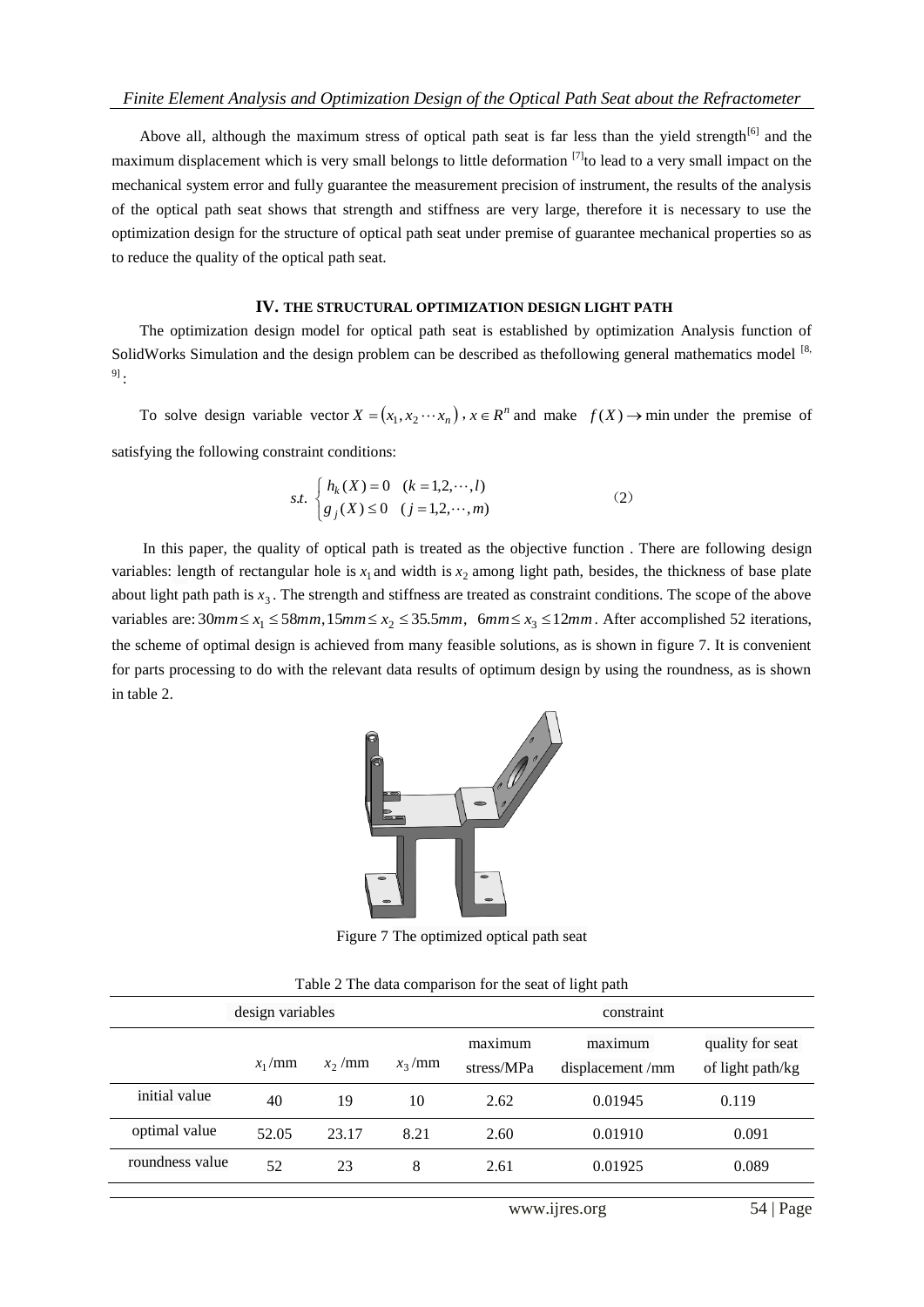Above all, although the maximum stress of optical path seat is far less than the yield strength[6] and the maximum displacement which is very small belongs to little deformation [7]to lead to a very small impact on the mechanical system error and fully guarantee the measurement precision of instrument, the results of the analysis of the optical path seat shows that strength and stiffness are very large, therefore it is necessary to use the optimization design for the structure of optical path seat under premise of guarantee mechanical properties so as to reduce the quality of the optical path seat.

## IV. THE STRUCTURAL OPTIMIZATION DESIGN LIGHT PATH

The optimization design model for optical path seat is established by optimization Analysis function of SolidWorks Simulation and the design problem can be described as thefollowing general mathematics model [8, 9]:

To solve design variable vector $X = (x_1, x_2 \cdots x_n)$, $x \in R^n$ and make $f(X) \to \min$ under the premise of satisfying the following constraint conditions:

$$s.t.\ \begin{cases} h_k(X) = 0 \quad (k = 1,2,\cdots,l) \\ g_j(X) \le 0 \quad (j = 1,2,\cdots,m) \end{cases} \tag{2}$$

In this paper, the quality of optical path is treated as the objective function . There are following design variables: length of rectangular hole is $x_1$ and width is $x_2$ among light path, besides, the thickness of base plate about light path path is $x_3$. The strength and stiffness are treated as constraint conditions. The scope of the above variables are: $30mm \le x_1 \le 58mm, 15mm \le x_2 \le 35.5mm,\ \ 6mm \le x_3 \le 12mm$. After accomplished 52 iterations, the scheme of optimal design is achieved from many feasible solutions, as is shown in figure 7. It is convenient for parts processing to do with the relevant data results of optimum design by using the roundness, as is shown in table 2.

Figure 7 The optimized optical path seat

Table 2 The data comparison for the seat of light path

| | design variables | | | constraint | | |
|---|---|---|---|---|---|---|
| | $x_1$/mm | $x_2$/mm | $x_3$/mm | maximum stress/MPa | maximum displacement /mm | quality for seat of light path/kg |
| initial value | 40 | 19 | 10 | 2.62 | 0.01945 | 0.119 |
| optimal value | 52.05 | 23.17 | 8.21 | 2.60 | 0.01910 | 0.091 |
| roundness value | 52 | 23 | 8 | 2.61 | 0.01925 | 0.089 |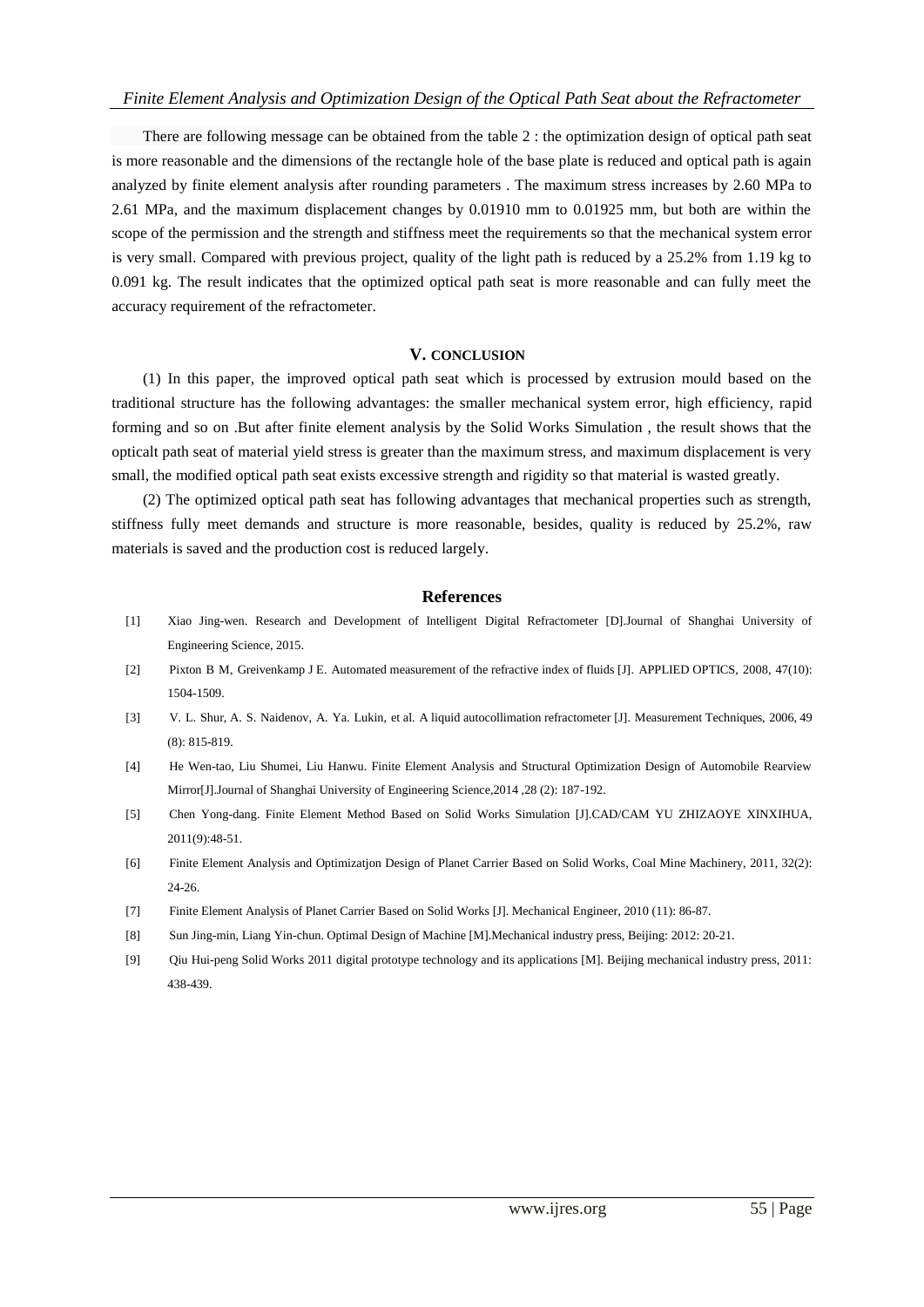There are following message can be obtained from the table 2 : the optimization design of optical path seat is more reasonable and the dimensions of the rectangle hole of the base plate is reduced and optical path is again analyzed by finite element analysis after rounding parameters . The maximum stress increases by 2.60 MPa to 2.61 MPa, and the maximum displacement changes by 0.01910 mm to 0.01925 mm, but both are within the scope of the permission and the strength and stiffness meet the requirements so that the mechanical system error is very small. Compared with previous project, quality of the light path is reduced by a 25.2% from 1.19 kg to 0.091 kg. The result indicates that the optimized optical path seat is more reasonable and can fully meet the accuracy requirement of the refractometer.

## V. CONCLUSION

(1) In this paper, the improved optical path seat which is processed by extrusion mould based on the traditional structure has the following advantages: the smaller mechanical system error, high efficiency, rapid forming and so on .But after finite element analysis by the Solid Works Simulation , the result shows that the opticalt path seat of material yield stress is greater than the maximum stress, and maximum displacement is very small, the modified optical path seat exists excessive strength and rigidity so that material is wasted greatly.

(2) The optimized optical path seat has following advantages that mechanical properties such as strength, stiffness fully meet demands and structure is more reasonable, besides, quality is reduced by 25.2%, raw materials is saved and the production cost is reduced largely.

## References

[1] Xiao Jing-wen. Research and Development of Intelligent Digital Refractometer [D].Journal of Shanghai University of Engineering Science, 2015.

[2] Pixton B M, Greivenkamp J E. Automated measurement of the refractive index of fluids [J]. APPLIED OPTICS, 2008, 47(10): 1504-1509.

[3] V. L. Shur, A. S. Naidenov, A. Ya. Lukin, et al. A liquid autocollimation refractometer [J]. Measurement Techniques, 2006, 49 (8): 815-819.

[4] He Wen-tao, Liu Shumei, Liu Hanwu. Finite Element Analysis and Structural Optimization Design of Automobile Rearview Mirror[J].Journal of Shanghai University of Engineering Science,2014 ,28 (2): 187-192.

[5] Chen Yong-dang. Finite Element Method Based on Solid Works Simulation [J].CAD/CAM YU ZHIZAOYE XINXIHUA, 2011(9):48-51.

[6] Finite Element Analysis and Optimizatjon Design of Planet Carrier Based on Solid Works, Coal Mine Machinery, 2011, 32(2): 24-26.

[7] Finite Element Analysis of Planet Carrier Based on Solid Works [J]. Mechanical Engineer, 2010 (11): 86-87.

[8] Sun Jing-min, Liang Yin-chun. Optimal Design of Machine [M].Mechanical industry press, Beijing: 2012: 20-21.

[9] Qiu Hui-peng Solid Works 2011 digital prototype technology and its applications [M]. Beijing mechanical industry press, 2011: 438-439.